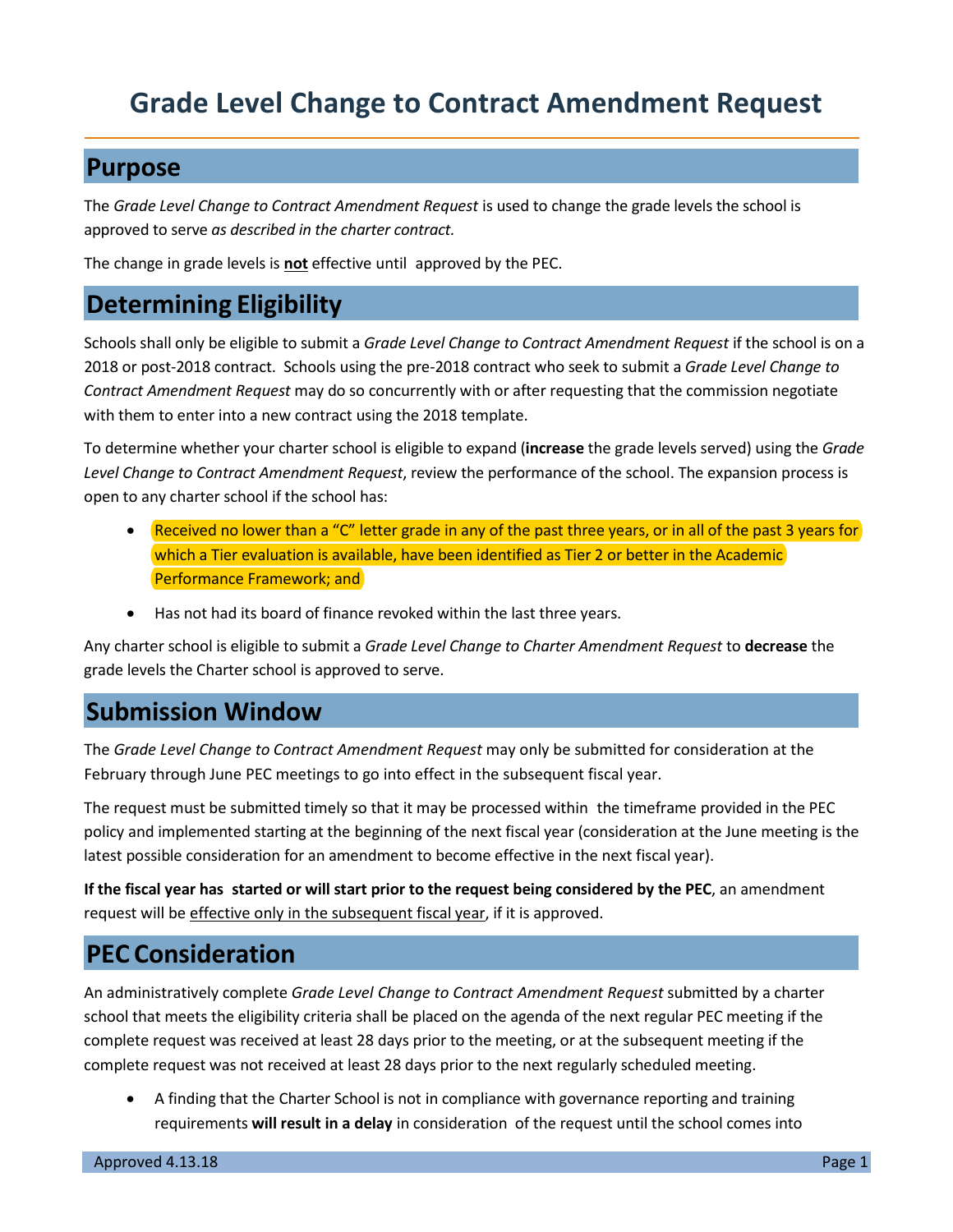# Grade Level Change to Contract Amendment Request

## Purpose

The *Grade Level Change to Contract Amendment Request* is used to change the grade levels the school is approved to serve *as described in the charter contract.*

The change in grade levels is **not** effective until approved by the PEC.

## Determining Eligibility

Schools shall only be eligible to submit a *Grade Level Change to Contract Amendment Request* if the school is on a 2018 or post-2018 contract. Schools using the pre-2018 contract who seek to submit a *Grade Level Change to Contract Amendment Request* may do so concurrently with or after requesting that the commission negotiate with them to enter into a new contract using the 2018 template.

To determine whether your charter school is eligible to expand (**increase** the grade levels served) using the *Grade Level Change to Contract Amendment Request*, review the performance of the school. The expansion process is open to any charter school if the school has:

- Received no lower than a "C" letter grade in any of the past three years, or in all of the past 3 years for which a Tier evaluation is available, have been identified as Tier 2 or better in the Academic Performance Framework; and
- Has not had its board of finance revoked within the last three years.

Any charter school is eligible to submit a *Grade Level Change to Charter Amendment Request* to **decrease** the grade levels the Charter school is approved to serve.

## Submission Window

The *Grade Level Change to Contract Amendment Request* may only be submitted for consideration at the February through June PEC meetings to go into effect in the subsequent fiscal year.

The request must be submitted timely so that it may be processed within the timeframe provided in the PEC policy and implemented starting at the beginning of the next fiscal year (consideration at the June meeting is the latest possible consideration for an amendment to become effective in the next fiscal year).

**If the fiscal year has started or will start prior to the request being considered by the PEC**, an amendment request will be effective only in the subsequent fiscal year, if it is approved.

## PEC Consideration

An administratively complete *Grade Level Change to Contract Amendment Request* submitted by a charter school that meets the eligibility criteria shall be placed on the agenda of the next regular PEC meeting if the complete request was received at least 28 days prior to the meeting, or at the subsequent meeting if the complete request was not received at least 28 days prior to the next regularly scheduled meeting.

- A finding that the Charter School is not in compliance with governance reporting and training requirements **will result in a delay** in consideration of the request until the school comes into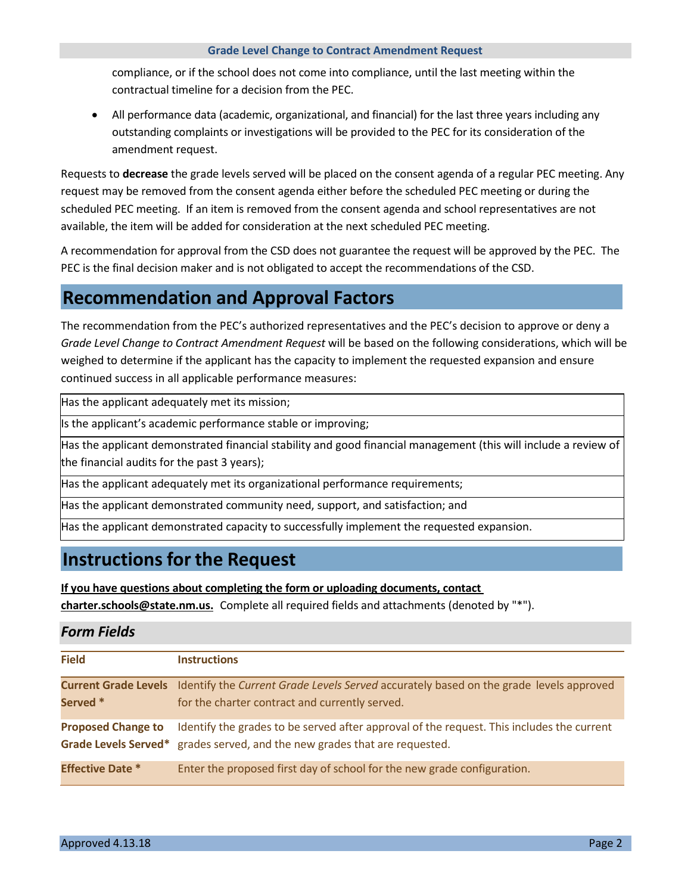compliance, or if the school does not come into compliance, until the last meeting within the contractual timeline for a decision from the PEC.

- All performance data (academic, organizational, and financial) for the last three years including any outstanding complaints or investigations will be provided to the PEC for its consideration of the amendment request.

Requests to **decrease** the grade levels served will be placed on the consent agenda of a regular PEC meeting. Any request may be removed from the consent agenda either before the scheduled PEC meeting or during the scheduled PEC meeting. If an item is removed from the consent agenda and school representatives are not available, the item will be added for consideration at the next scheduled PEC meeting.

A recommendation for approval from the CSD does not guarantee the request will be approved by the PEC. The PEC is the final decision maker and is not obligated to accept the recommendations of the CSD.

# Recommendation and Approval Factors

The recommendation from the PEC's authorized representatives and the PEC's decision to approve or deny a *Grade Level Change to Contract Amendment Request* will be based on the following considerations, which will be weighed to determine if the applicant has the capacity to implement the requested expansion and ensure continued success in all applicable performance measures:

| |
|---|
| Has the applicant adequately met its mission; |
| Is the applicant's academic performance stable or improving; |
| Has the applicant demonstrated financial stability and good financial management (this will include a review of the financial audits for the past 3 years); |
| Has the applicant adequately met its organizational performance requirements; |
| Has the applicant demonstrated community need, support, and satisfaction; and |
| Has the applicant demonstrated capacity to successfully implement the requested expansion. |

# Instructions for the Request

**If you have questions about completing the form or uploading documents, contact charter.schools@state.nm.us.** Complete all required fields and attachments (denoted by "*").

## *Form Fields*

| Field | Instructions |
|---|---|
| **Current Grade Levels Served *** | Identify the *Current Grade Levels Served* accurately based on the grade levels approved for the charter contract and currently served. |
| **Proposed Change to Grade Levels Served*** | Identify the grades to be served after approval of the request. This includes the current grades served, and the new grades that are requested. |
| **Effective Date *** | Enter the proposed first day of school for the new grade configuration. |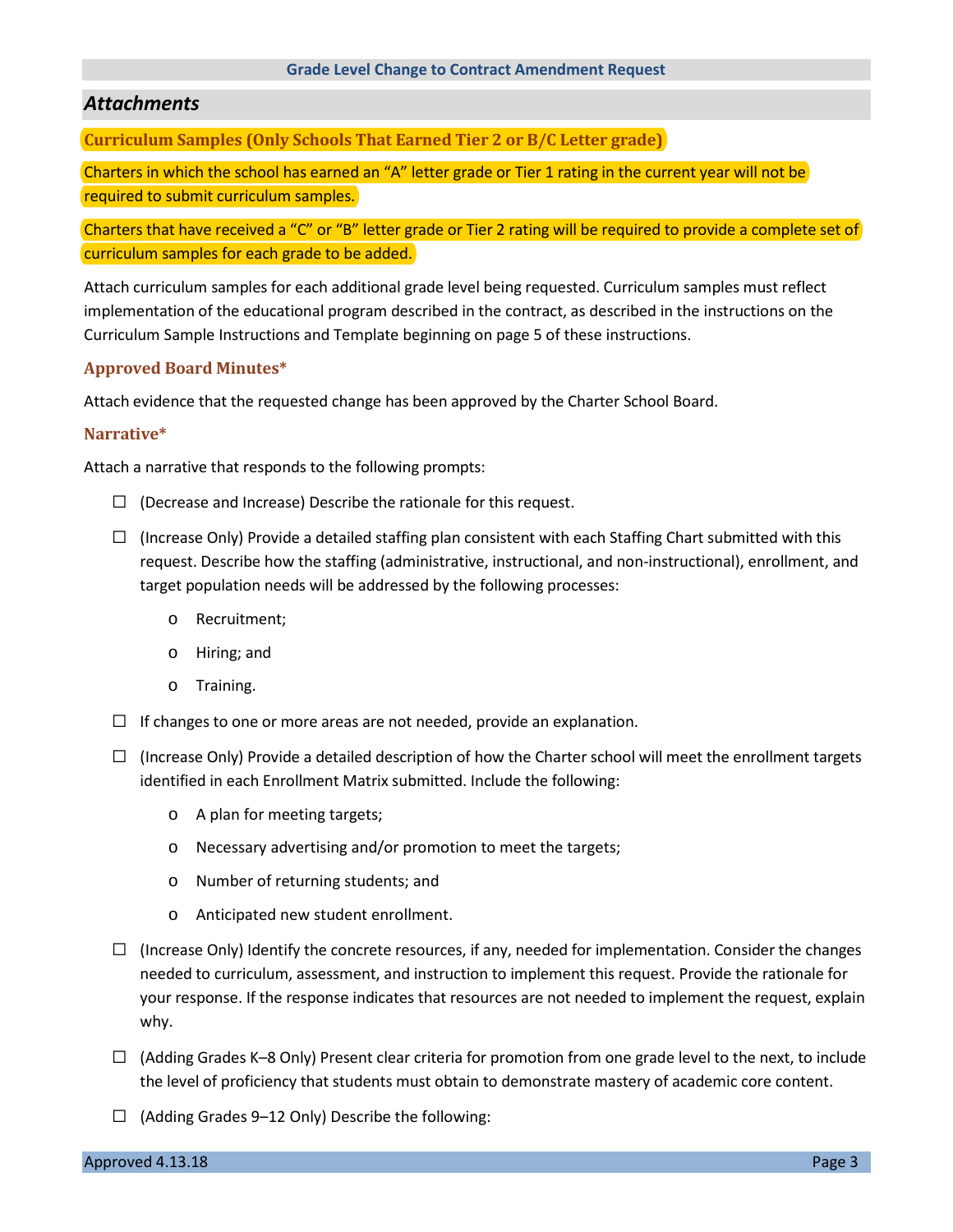## Attachments

### Curriculum Samples (Only Schools That Earned Tier 2 or B/C Letter grade)

Charters in which the school has earned an "A" letter grade or Tier 1 rating in the current year will not be required to submit curriculum samples.

Charters that have received a "C" or "B" letter grade or Tier 2 rating will be required to provide a complete set of curriculum samples for each grade to be added.

Attach curriculum samples for each additional grade level being requested. Curriculum samples must reflect implementation of the educational program described in the contract, as described in the instructions on the Curriculum Sample Instructions and Template beginning on page 5 of these instructions.

### Approved Board Minutes*

Attach evidence that the requested change has been approved by the Charter School Board.

### Narrative*

Attach a narrative that responds to the following prompts:

- ☐ (Decrease and Increase) Describe the rationale for this request.
- ☐ (Increase Only) Provide a detailed staffing plan consistent with each Staffing Chart submitted with this request. Describe how the staffing (administrative, instructional, and non-instructional), enrollment, and target population needs will be addressed by the following processes:
  - Recruitment;
  - Hiring; and
  - Training.
- ☐ If changes to one or more areas are not needed, provide an explanation.
- ☐ (Increase Only) Provide a detailed description of how the Charter school will meet the enrollment targets identified in each Enrollment Matrix submitted. Include the following:
  - A plan for meeting targets;
  - Necessary advertising and/or promotion to meet the targets;
  - Number of returning students; and
  - Anticipated new student enrollment.
- ☐ (Increase Only) Identify the concrete resources, if any, needed for implementation. Consider the changes needed to curriculum, assessment, and instruction to implement this request. Provide the rationale for your response. If the response indicates that resources are not needed to implement the request, explain why.
- ☐ (Adding Grades K–8 Only) Present clear criteria for promotion from one grade level to the next, to include the level of proficiency that students must obtain to demonstrate mastery of academic core content.
- ☐ (Adding Grades 9–12 Only) Describe the following: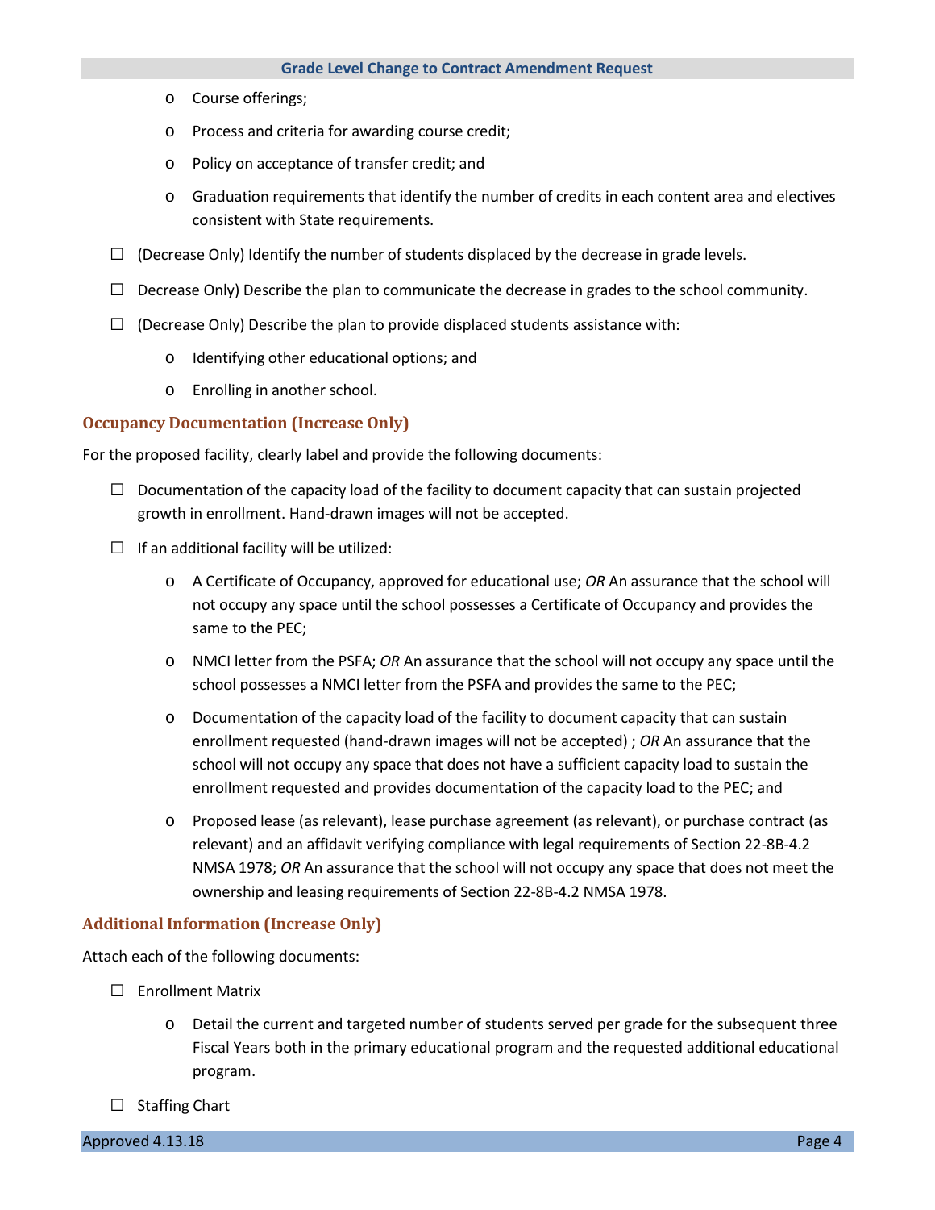- Course offerings;
  - Process and criteria for awarding course credit;
  - Policy on acceptance of transfer credit; and
  - Graduation requirements that identify the number of credits in each content area and electives consistent with State requirements.

- ☐ (Decrease Only) Identify the number of students displaced by the decrease in grade levels.
- ☐ Decrease Only) Describe the plan to communicate the decrease in grades to the school community.
- ☐ (Decrease Only) Describe the plan to provide displaced students assistance with:
  - Identifying other educational options; and
  - Enrolling in another school.

### Occupancy Documentation (Increase Only)

For the proposed facility, clearly label and provide the following documents:

- ☐ Documentation of the capacity load of the facility to document capacity that can sustain projected growth in enrollment. Hand-drawn images will not be accepted.
- ☐ If an additional facility will be utilized:
  - A Certificate of Occupancy, approved for educational use; *OR* An assurance that the school will not occupy any space until the school possesses a Certificate of Occupancy and provides the same to the PEC;
  - NMCI letter from the PSFA; *OR* An assurance that the school will not occupy any space until the school possesses a NMCI letter from the PSFA and provides the same to the PEC;
  - Documentation of the capacity load of the facility to document capacity that can sustain enrollment requested (hand-drawn images will not be accepted) ; *OR* An assurance that the school will not occupy any space that does not have a sufficient capacity load to sustain the enrollment requested and provides documentation of the capacity load to the PEC; and
  - Proposed lease (as relevant), lease purchase agreement (as relevant), or purchase contract (as relevant) and an affidavit verifying compliance with legal requirements of Section 22-8B-4.2 NMSA 1978; *OR* An assurance that the school will not occupy any space that does not meet the ownership and leasing requirements of Section 22-8B-4.2 NMSA 1978.

### Additional Information (Increase Only)

Attach each of the following documents:

- ☐ Enrollment Matrix
  - Detail the current and targeted number of students served per grade for the subsequent three Fiscal Years both in the primary educational program and the requested additional educational program.
- ☐ Staffing Chart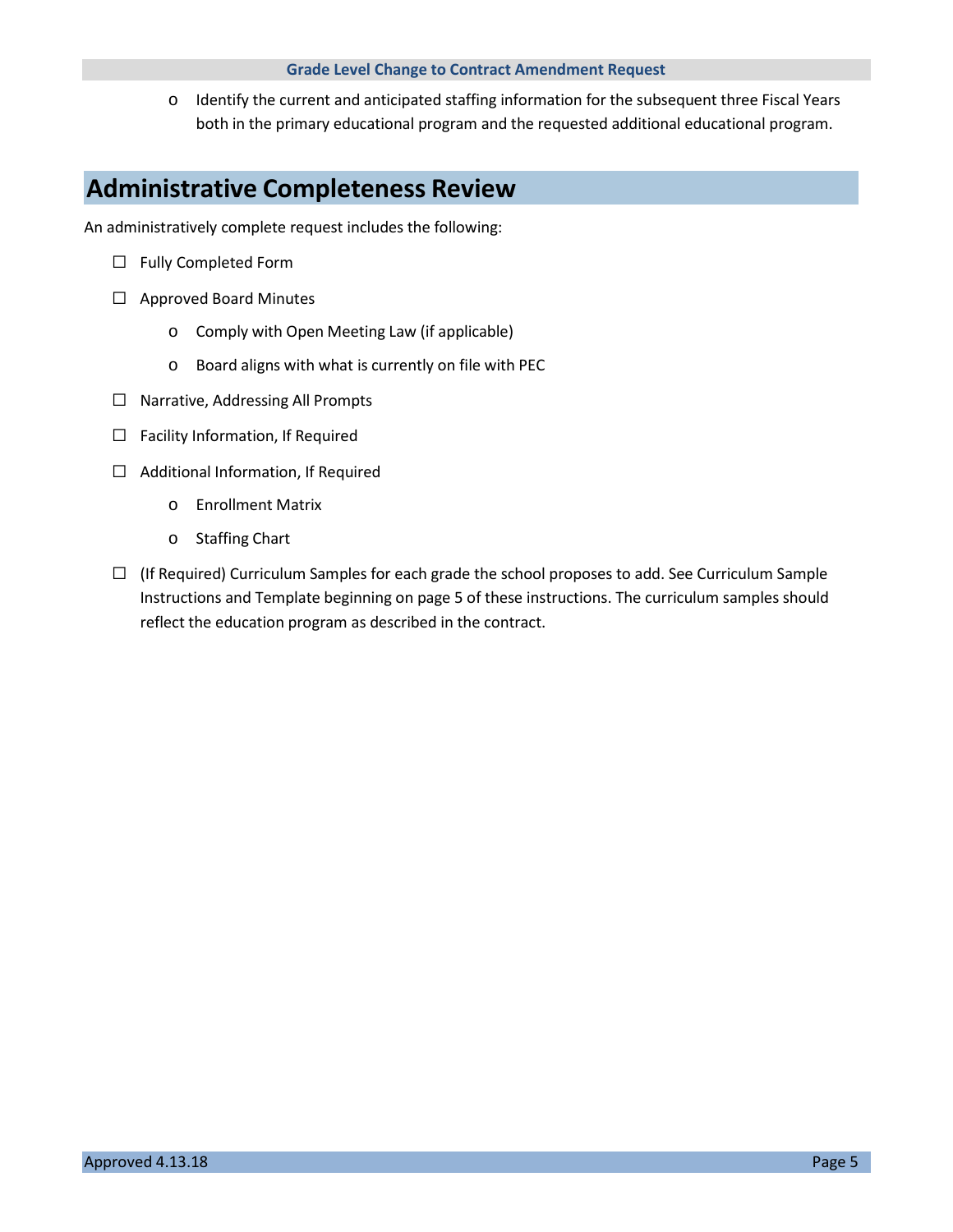- Identify the current and anticipated staffing information for the subsequent three Fiscal Years both in the primary educational program and the requested additional educational program.

## Administrative Completeness Review

An administratively complete request includes the following:

- ☐ Fully Completed Form
- ☐ Approved Board Minutes
  - Comply with Open Meeting Law (if applicable)
  - Board aligns with what is currently on file with PEC
- ☐ Narrative, Addressing All Prompts
- ☐ Facility Information, If Required
- ☐ Additional Information, If Required
  - Enrollment Matrix
  - Staffing Chart
- ☐ (If Required) Curriculum Samples for each grade the school proposes to add. See Curriculum Sample Instructions and Template beginning on page 5 of these instructions. The curriculum samples should reflect the education program as described in the contract.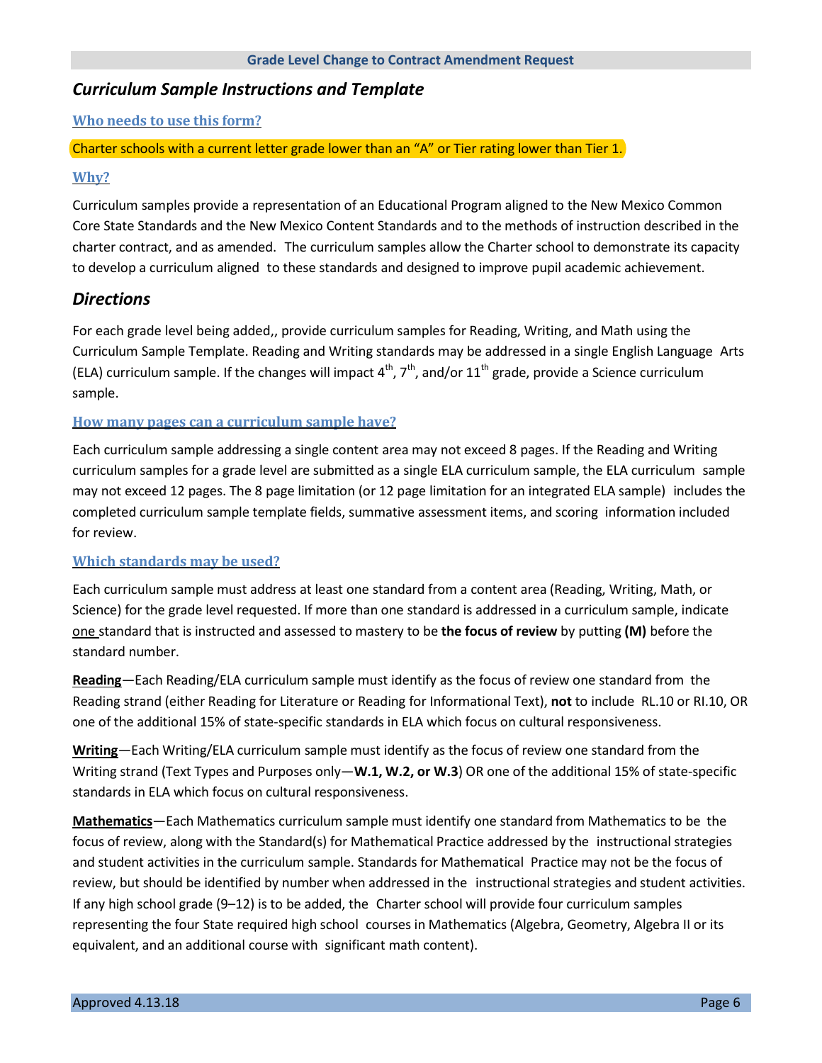## Curriculum Sample Instructions and Template

### Who needs to use this form?

Charter schools with a current letter grade lower than an "A" or Tier rating lower than Tier 1.

### Why?

Curriculum samples provide a representation of an Educational Program aligned to the New Mexico Common Core State Standards and the New Mexico Content Standards and to the methods of instruction described in the charter contract, and as amended. The curriculum samples allow the Charter school to demonstrate its capacity to develop a curriculum aligned to these standards and designed to improve pupil academic achievement.

## Directions

For each grade level being added,, provide curriculum samples for Reading, Writing, and Math using the Curriculum Sample Template. Reading and Writing standards may be addressed in a single English Language Arts (ELA) curriculum sample. If the changes will impact $4^{th}$, $7^{th}$, and/or $11^{th}$ grade, provide a Science curriculum sample.

### How many pages can a curriculum sample have?

Each curriculum sample addressing a single content area may not exceed 8 pages. If the Reading and Writing curriculum samples for a grade level are submitted as a single ELA curriculum sample, the ELA curriculum sample may not exceed 12 pages. The 8 page limitation (or 12 page limitation for an integrated ELA sample) includes the completed curriculum sample template fields, summative assessment items, and scoring information included for review.

### Which standards may be used?

Each curriculum sample must address at least one standard from a content area (Reading, Writing, Math, or Science) for the grade level requested. If more than one standard is addressed in a curriculum sample, indicate one standard that is instructed and assessed to mastery to be **the focus of review** by putting **(M)** before the standard number.

**Reading**—Each Reading/ELA curriculum sample must identify as the focus of review one standard from the Reading strand (either Reading for Literature or Reading for Informational Text), **not** to include RL.10 or RI.10, OR one of the additional 15% of state-specific standards in ELA which focus on cultural responsiveness.

**Writing**—Each Writing/ELA curriculum sample must identify as the focus of review one standard from the Writing strand (Text Types and Purposes only—**W.1, W.2, or W.3**) OR one of the additional 15% of state-specific standards in ELA which focus on cultural responsiveness.

**Mathematics**—Each Mathematics curriculum sample must identify one standard from Mathematics to be the focus of review, along with the Standard(s) for Mathematical Practice addressed by the instructional strategies and student activities in the curriculum sample. Standards for Mathematical Practice may not be the focus of review, but should be identified by number when addressed in the instructional strategies and student activities. If any high school grade (9–12) is to be added, the Charter school will provide four curriculum samples representing the four State required high school courses in Mathematics (Algebra, Geometry, Algebra II or its equivalent, and an additional course with significant math content).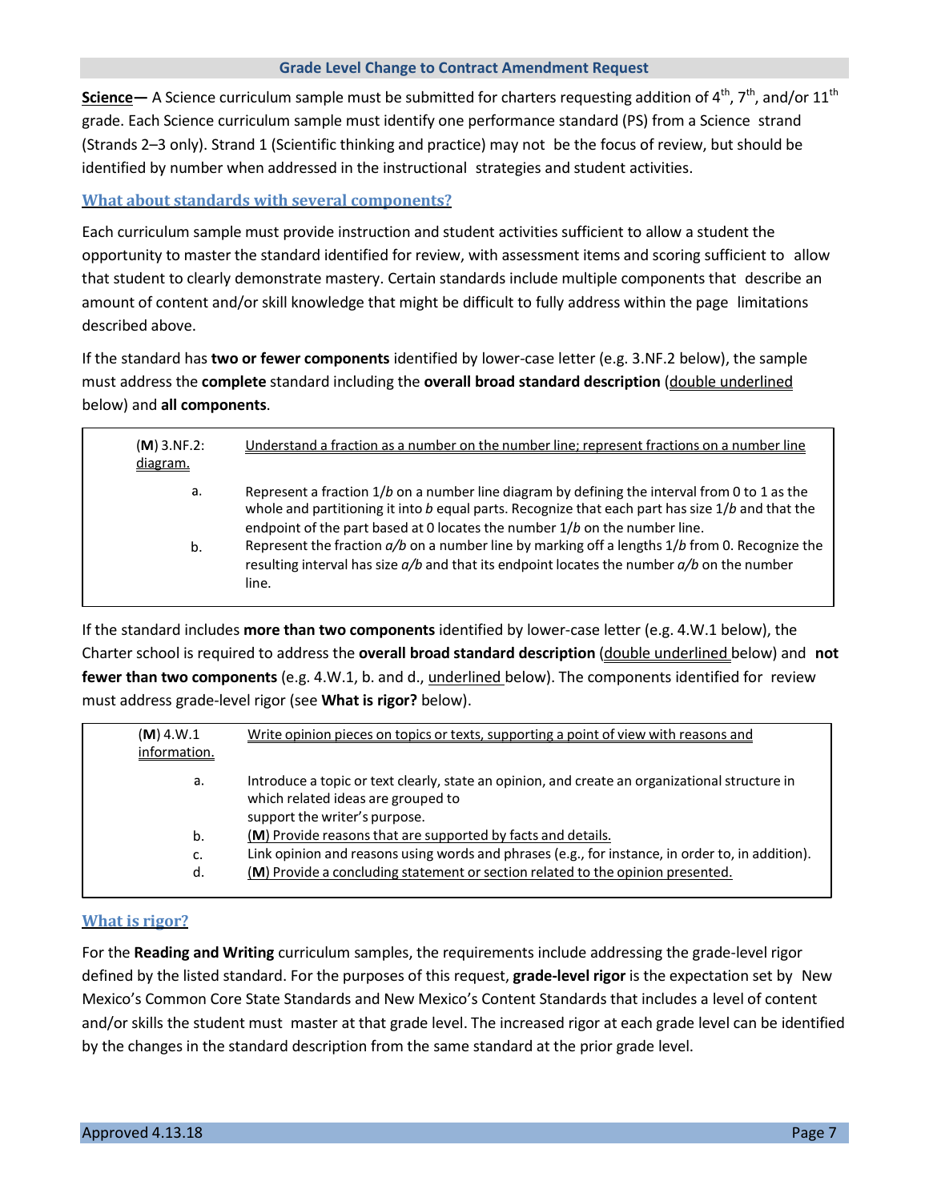**Science—** A Science curriculum sample must be submitted for charters requesting addition of 4th, 7th, and/or 11th grade. Each Science curriculum sample must identify one performance standard (PS) from a Science strand (Strands 2–3 only). Strand 1 (Scientific thinking and practice) may not be the focus of review, but should be identified by number when addressed in the instructional strategies and student activities.

## What about standards with several components?

Each curriculum sample must provide instruction and student activities sufficient to allow a student the opportunity to master the standard identified for review, with assessment items and scoring sufficient to allow that student to clearly demonstrate mastery. Certain standards include multiple components that describe an amount of content and/or skill knowledge that might be difficult to fully address within the page limitations described above.

If the standard has **two or fewer components** identified by lower-case letter (e.g. 3.NF.2 below), the sample must address the **complete** standard including the **overall broad standard description** (double underlined below) and **all components**.

| | |
|---|---|
| (**M**) 3.NF.2: | Understand a fraction as a number on the number line; represent fractions on a number line diagram. |
| a. | Represent a fraction 1/*b* on a number line diagram by defining the interval from 0 to 1 as the whole and partitioning it into *b* equal parts. Recognize that each part has size 1/*b* and that the endpoint of the part based at 0 locates the number 1/*b* on the number line. |
| b. | Represent the fraction *a/b* on a number line by marking off a lengths 1/*b* from 0. Recognize the resulting interval has size *a/b* and that its endpoint locates the number *a/b* on the number line. |

If the standard includes **more than two components** identified by lower-case letter (e.g. 4.W.1 below), the Charter school is required to address the **overall broad standard description** (double underlined below) and **not fewer than two components** (e.g. 4.W.1, b. and d., underlined below). The components identified for review must address grade-level rigor (see **What is rigor?** below).

| | |
|---|---|
| (**M**) 4.W.1 | Write opinion pieces on topics or texts, supporting a point of view with reasons and information. |
| a. | Introduce a topic or text clearly, state an opinion, and create an organizational structure in which related ideas are grouped to support the writer's purpose. |
| b. | (**M**) Provide reasons that are supported by facts and details. |
| c. | Link opinion and reasons using words and phrases (e.g., for instance, in order to, in addition). |
| d. | (**M**) Provide a concluding statement or section related to the opinion presented. |

## What is rigor?

For the **Reading and Writing** curriculum samples, the requirements include addressing the grade-level rigor defined by the listed standard. For the purposes of this request, **grade-level rigor** is the expectation set by New Mexico's Common Core State Standards and New Mexico's Content Standards that includes a level of content and/or skills the student must master at that grade level. The increased rigor at each grade level can be identified by the changes in the standard description from the same standard at the prior grade level.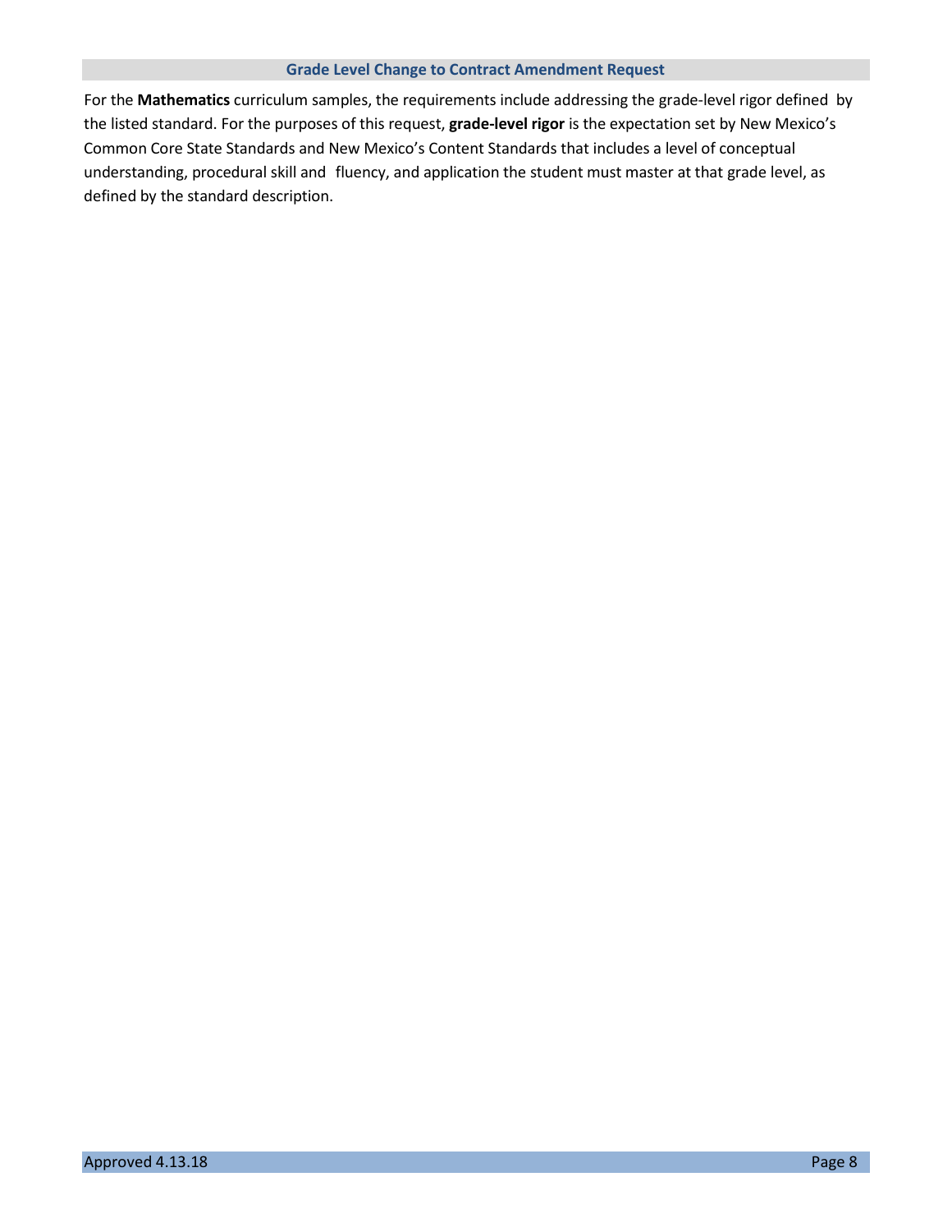## Grade Level Change to Contract Amendment Request

For the **Mathematics** curriculum samples, the requirements include addressing the grade-level rigor defined by the listed standard. For the purposes of this request, **grade-level rigor** is the expectation set by New Mexico's Common Core State Standards and New Mexico's Content Standards that includes a level of conceptual understanding, procedural skill and fluency, and application the student must master at that grade level, as defined by the standard description.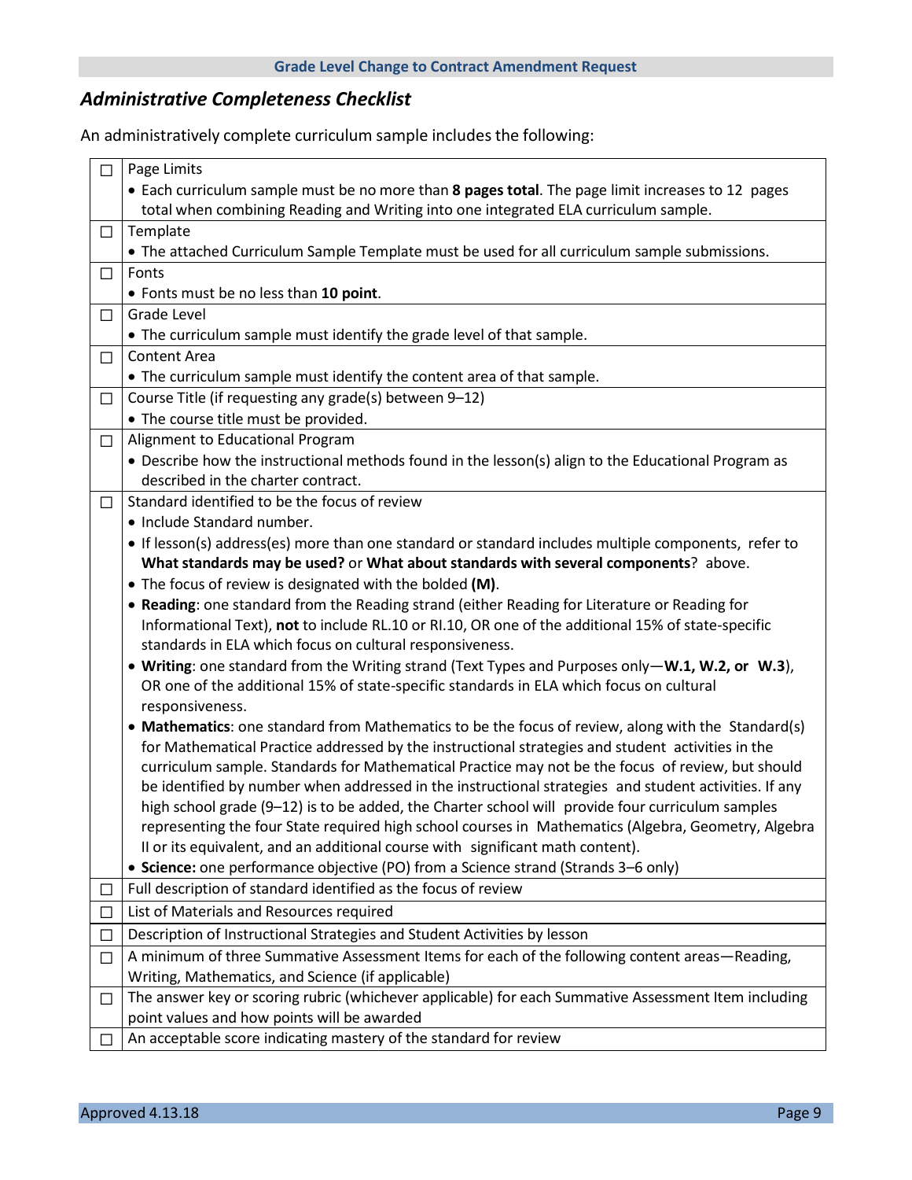## Administrative Completeness Checklist

An administratively complete curriculum sample includes the following:

| ☐ | Item |
|---|---|
| ☐ | Page Limits<br>• Each curriculum sample must be no more than **8 pages total**. The page limit increases to 12 pages total when combining Reading and Writing into one integrated ELA curriculum sample. |
| ☐ | Template<br>• The attached Curriculum Sample Template must be used for all curriculum sample submissions. |
| ☐ | Fonts<br>• Fonts must be no less than **10 point**. |
| ☐ | Grade Level<br>• The curriculum sample must identify the grade level of that sample. |
| ☐ | Content Area<br>• The curriculum sample must identify the content area of that sample. |
| ☐ | Course Title (if requesting any grade(s) between 9–12)<br>• The course title must be provided. |
| ☐ | Alignment to Educational Program<br>• Describe how the instructional methods found in the lesson(s) align to the Educational Program as described in the charter contract. |
| ☐ | Standard identified to be the focus of review<br>• Include Standard number.<br>• If lesson(s) address(es) more than one standard or standard includes multiple components, refer to **What standards may be used?** or **What about standards with several components**? above.<br>• The focus of review is designated with the bolded **(M)**.<br>• **Reading**: one standard from the Reading strand (either Reading for Literature or Reading for Informational Text), **not** to include RL.10 or RI.10, OR one of the additional 15% of state-specific standards in ELA which focus on cultural responsiveness.<br>• **Writing**: one standard from the Writing strand (Text Types and Purposes only—**W.1, W.2, or W.3**), OR one of the additional 15% of state-specific standards in ELA which focus on cultural responsiveness.<br>• **Mathematics**: one standard from Mathematics to be the focus of review, along with the Standard(s) for Mathematical Practice addressed by the instructional strategies and student activities in the curriculum sample. Standards for Mathematical Practice may not be the focus of review, but should be identified by number when addressed in the instructional strategies and student activities. If any high school grade (9–12) is to be added, the Charter school will provide four curriculum samples representing the four State required high school courses in Mathematics (Algebra, Geometry, Algebra II or its equivalent, and an additional course with significant math content).<br>• **Science:** one performance objective (PO) from a Science strand (Strands 3–6 only) |
| ☐ | Full description of standard identified as the focus of review |
| ☐ | List of Materials and Resources required |
| ☐ | Description of Instructional Strategies and Student Activities by lesson |
| ☐ | A minimum of three Summative Assessment Items for each of the following content areas—Reading, Writing, Mathematics, and Science (if applicable) |
| ☐ | The answer key or scoring rubric (whichever applicable) for each Summative Assessment Item including point values and how points will be awarded |
| ☐ | An acceptable score indicating mastery of the standard for review |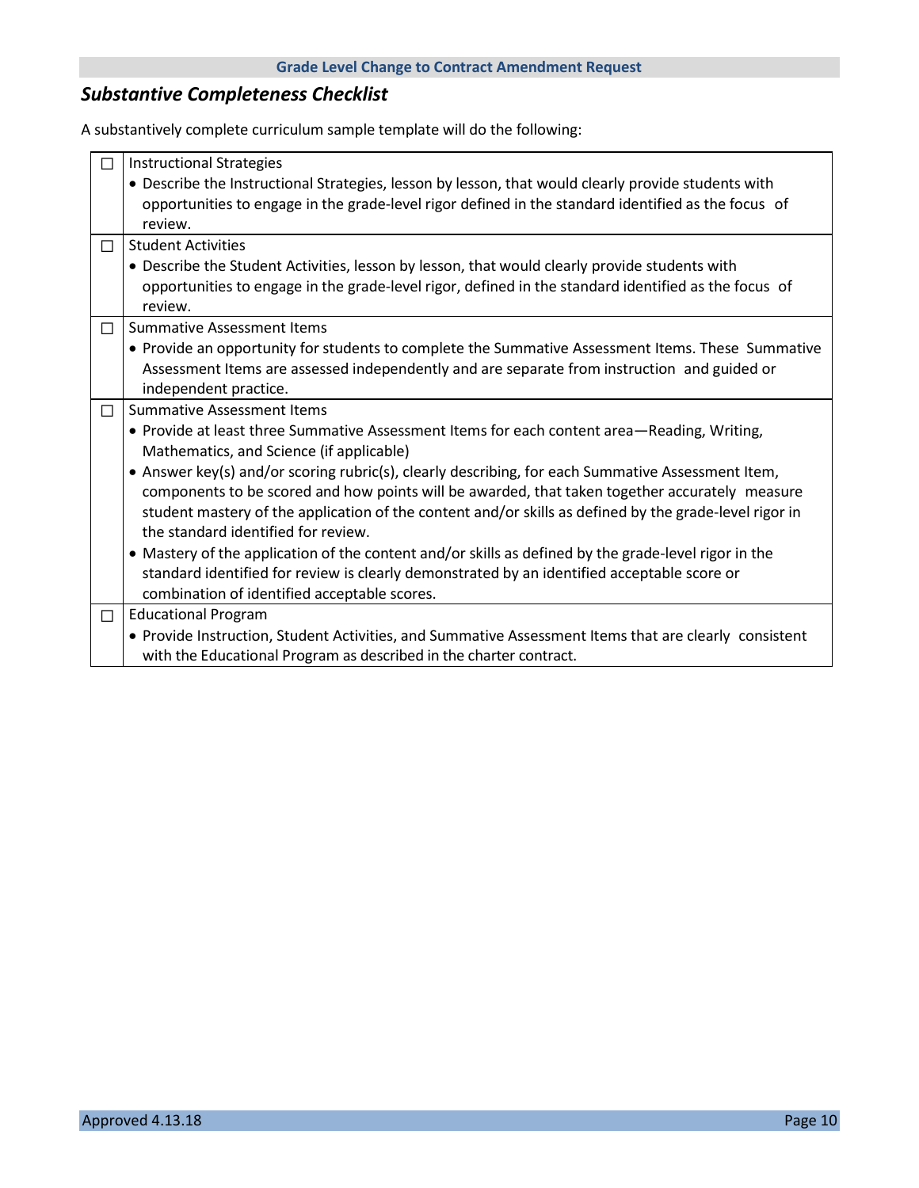## Substantive Completeness Checklist

A substantively complete curriculum sample template will do the following:

| | |
|---|---|
| ☐ | Instructional Strategies<br>• Describe the Instructional Strategies, lesson by lesson, that would clearly provide students with opportunities to engage in the grade-level rigor defined in the standard identified as the focus of review. |
| ☐ | Student Activities<br>• Describe the Student Activities, lesson by lesson, that would clearly provide students with opportunities to engage in the grade-level rigor, defined in the standard identified as the focus of review. |
| ☐ | Summative Assessment Items<br>• Provide an opportunity for students to complete the Summative Assessment Items. These Summative Assessment Items are assessed independently and are separate from instruction and guided or independent practice. |
| ☐ | Summative Assessment Items<br>• Provide at least three Summative Assessment Items for each content area—Reading, Writing, Mathematics, and Science (if applicable)<br>• Answer key(s) and/or scoring rubric(s), clearly describing, for each Summative Assessment Item, components to be scored and how points will be awarded, that taken together accurately measure student mastery of the application of the content and/or skills as defined by the grade-level rigor in the standard identified for review.<br>• Mastery of the application of the content and/or skills as defined by the grade-level rigor in the standard identified for review is clearly demonstrated by an identified acceptable score or combination of identified acceptable scores. |
| ☐ | Educational Program<br>• Provide Instruction, Student Activities, and Summative Assessment Items that are clearly consistent with the Educational Program as described in the charter contract. |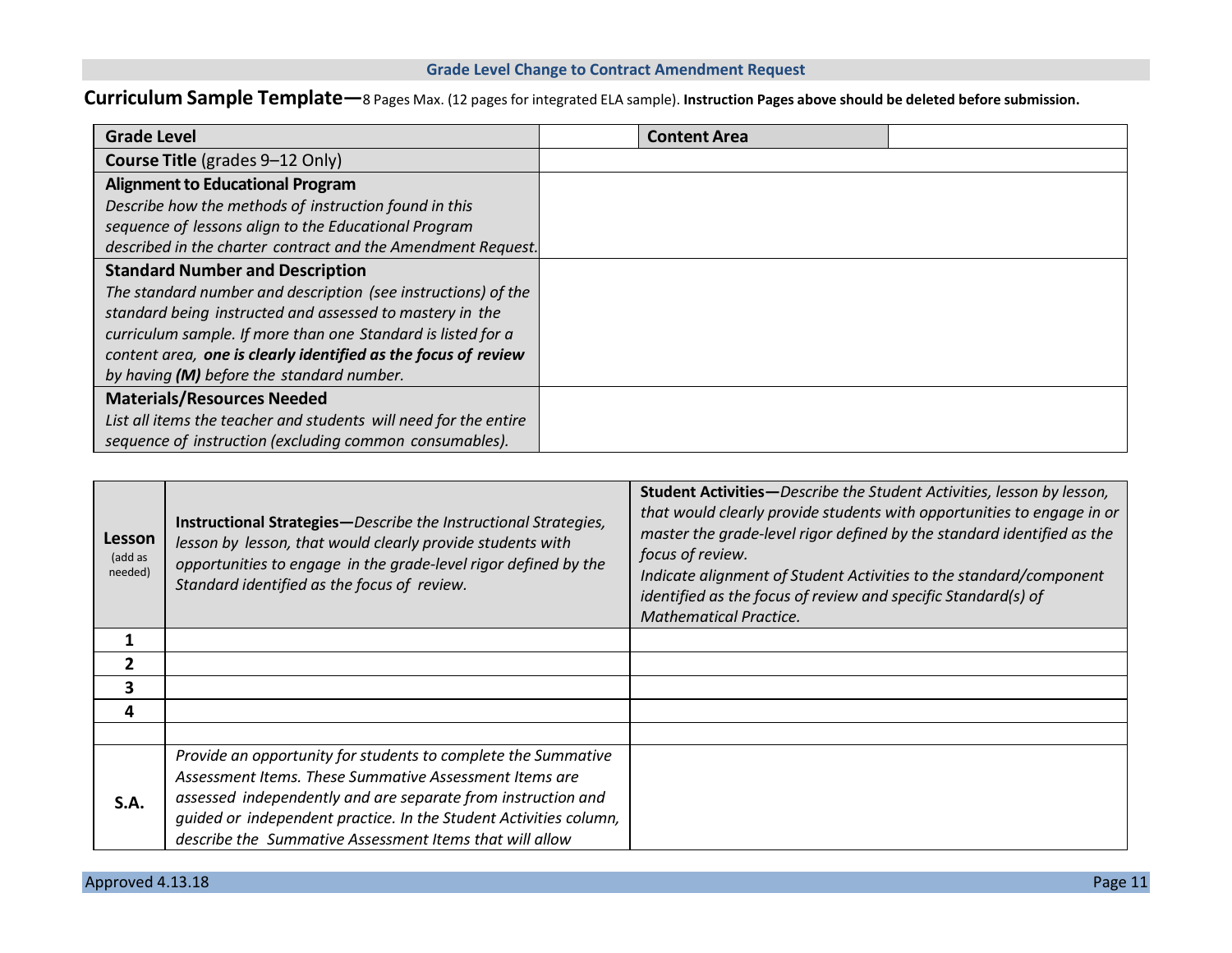**Grade Level Change to Contract Amendment Request**

## Curriculum Sample Template—8 Pages Max. (12 pages for integrated ELA sample). **Instruction Pages above should be deleted before submission.**

| **Grade Level** | | **Content Area** | |
|---|---|---|---|
| **Course Title** (grades 9–12 Only) | | | |
| **Alignment to Educational Program** *Describe how the methods of instruction found in this sequence of lessons align to the Educational Program described in the charter contract and the Amendment Request.* | | | |
| **Standard Number and Description** *The standard number and description (see instructions) of the standard being instructed and assessed to mastery in the curriculum sample. If more than one Standard is listed for a content area,* ***one is clearly identified as the focus of review*** *by having* ***(M)*** *before the standard number.* | | | |
| **Materials/Resources Needed** *List all items the teacher and students will need for the entire sequence of instruction (excluding common consumables).* | | | |

| **Lesson** (add as needed) | **Instructional Strategies—***Describe the Instructional Strategies, lesson by lesson, that would clearly provide students with opportunities to engage in the grade-level rigor defined by the Standard identified as the focus of review.* | **Student Activities—***Describe the Student Activities, lesson by lesson, that would clearly provide students with opportunities to engage in or master the grade-level rigor defined by the standard identified as the focus of review.* *Indicate alignment of Student Activities to the standard/component identified as the focus of review and specific Standard(s) of Mathematical Practice.* |
|---|---|---|
| **1** | | |
| **2** | | |
| **3** | | |
| **4** | | |
| | | |
| **S.A.** | *Provide an opportunity for students to complete the Summative Assessment Items. These Summative Assessment Items are assessed independently and are separate from instruction and guided or independent practice. In the Student Activities column, describe the Summative Assessment Items that will allow* | |

Approved 4.13.18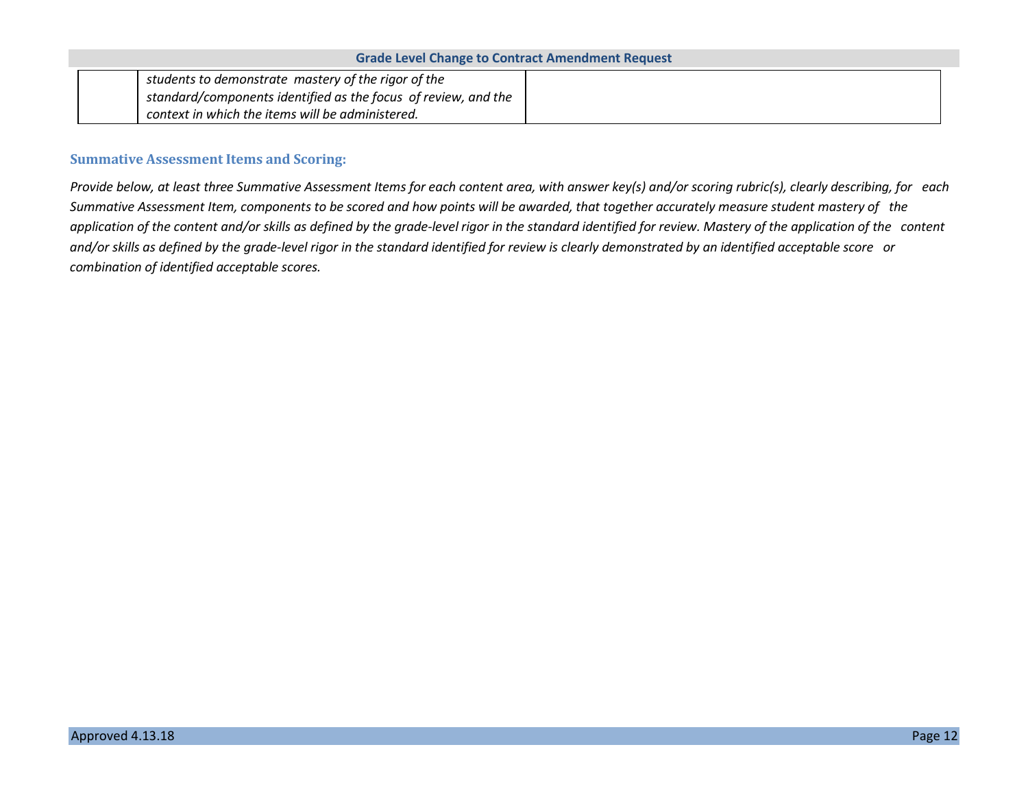| | | |
|---|---|---|
| | *students to demonstrate mastery of the rigor of the standard/components identified as the focus of review, and the context in which the items will be administered.* | |

### Summative Assessment Items and Scoring:

*Provide below, at least three Summative Assessment Items for each content area, with answer key(s) and/or scoring rubric(s), clearly describing, for each Summative Assessment Item, components to be scored and how points will be awarded, that together accurately measure student mastery of the application of the content and/or skills as defined by the grade-level rigor in the standard identified for review. Mastery of the application of the content and/or skills as defined by the grade-level rigor in the standard identified for review is clearly demonstrated by an identified acceptable score or combination of identified acceptable scores.*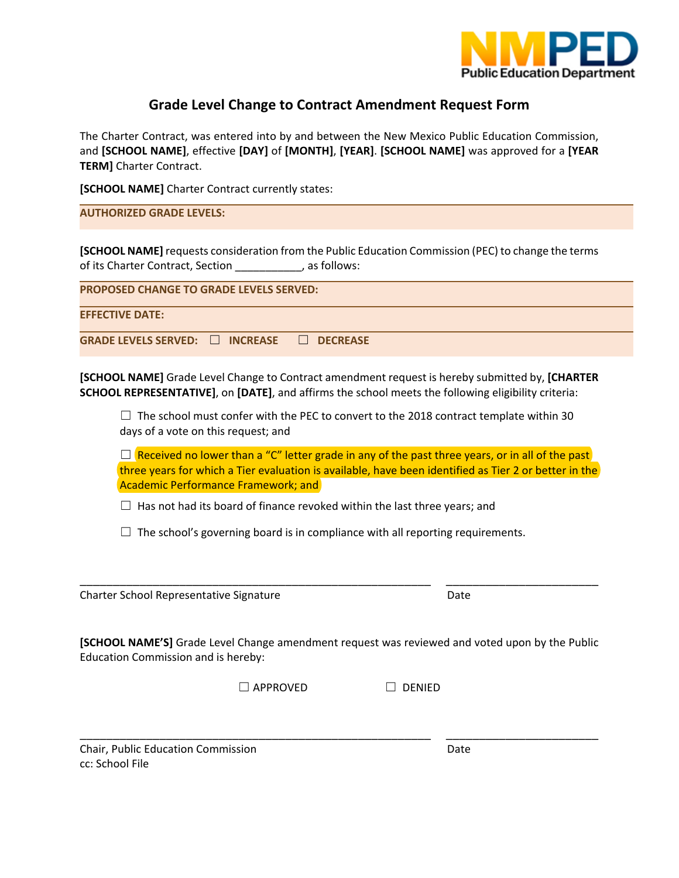NMPED Public Education Department

# Grade Level Change to Contract Amendment Request Form

The Charter Contract, was entered into by and between the New Mexico Public Education Commission, and **[SCHOOL NAME]**, effective **[DAY]** of **[MONTH]**, **[YEAR]**. **[SCHOOL NAME]** was approved for a **[YEAR TERM]** Charter Contract.

**[SCHOOL NAME]** Charter Contract currently states:

**AUTHORIZED GRADE LEVELS:**

**[SCHOOL NAME]** requests consideration from the Public Education Commission (PEC) to change the terms of its Charter Contract, Section ___________, as follows:

**PROPOSED CHANGE TO GRADE LEVELS SERVED:**

**EFFECTIVE DATE:**

**GRADE LEVELS SERVED:** ☐ **INCREASE** ☐ **DECREASE**

**[SCHOOL NAME]** Grade Level Change to Contract amendment request is hereby submitted by, **[CHARTER SCHOOL REPRESENTATIVE]**, on **[DATE]**, and affirms the school meets the following eligibility criteria:

☐ The school must confer with the PEC to convert to the 2018 contract template within 30 days of a vote on this request; and

☐ Received no lower than a "C" letter grade in any of the past three years, or in all of the past three years for which a Tier evaluation is available, have been identified as Tier 2 or better in the Academic Performance Framework; and

☐ Has not had its board of finance revoked within the last three years; and

☐ The school's governing board is in compliance with all reporting requirements.

_____________________________________________ ________________________

Charter School Representative Signature Date

**[SCHOOL NAME'S]** Grade Level Change amendment request was reviewed and voted upon by the Public Education Commission and is hereby:

☐ APPROVED ☐ DENIED

_____________________________________________ ________________________

Chair, Public Education Commission Date

cc: School File